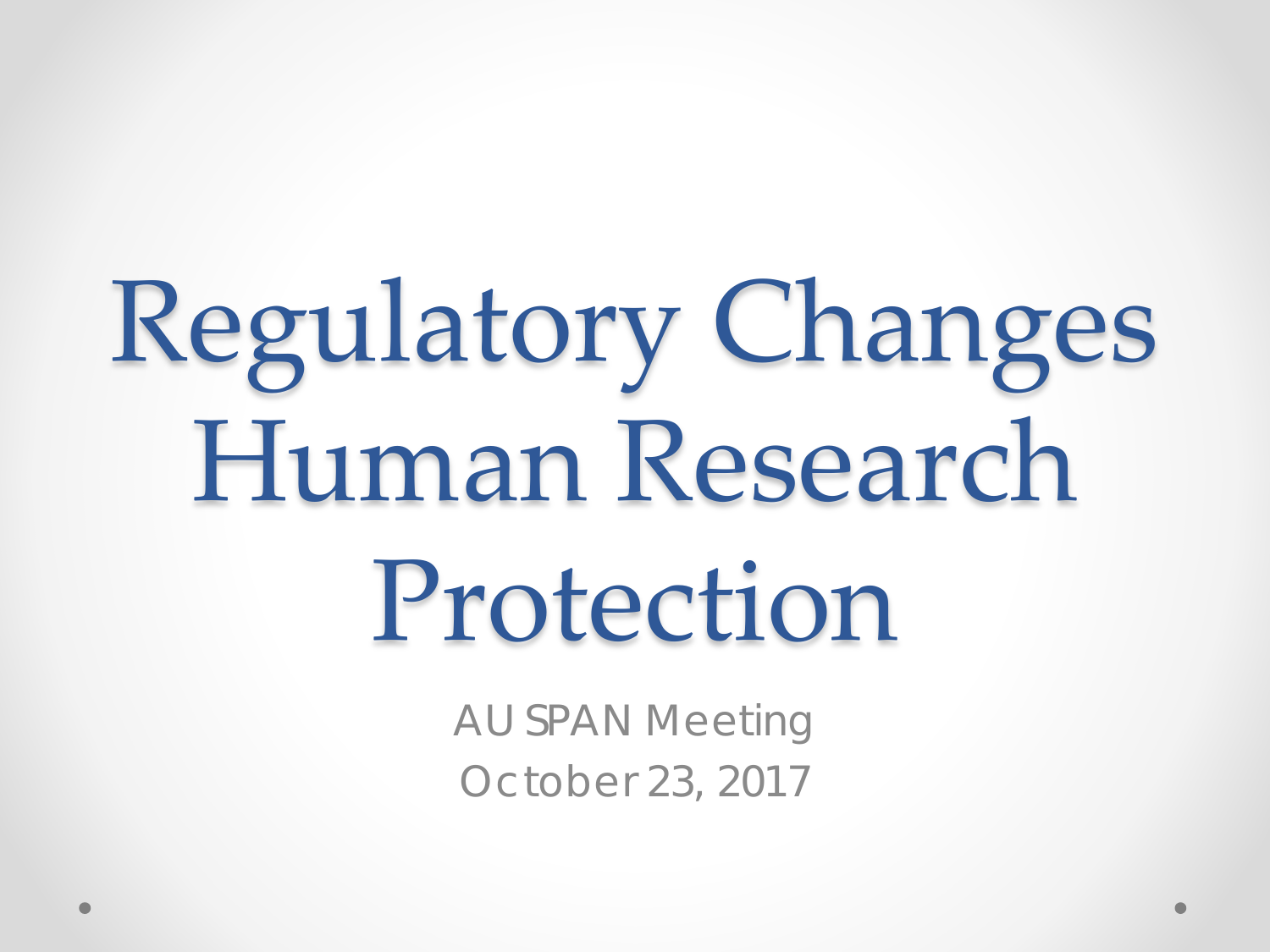# Regulatory Changes Human Research Protection

AU SPAN Meeting

October 23, 2017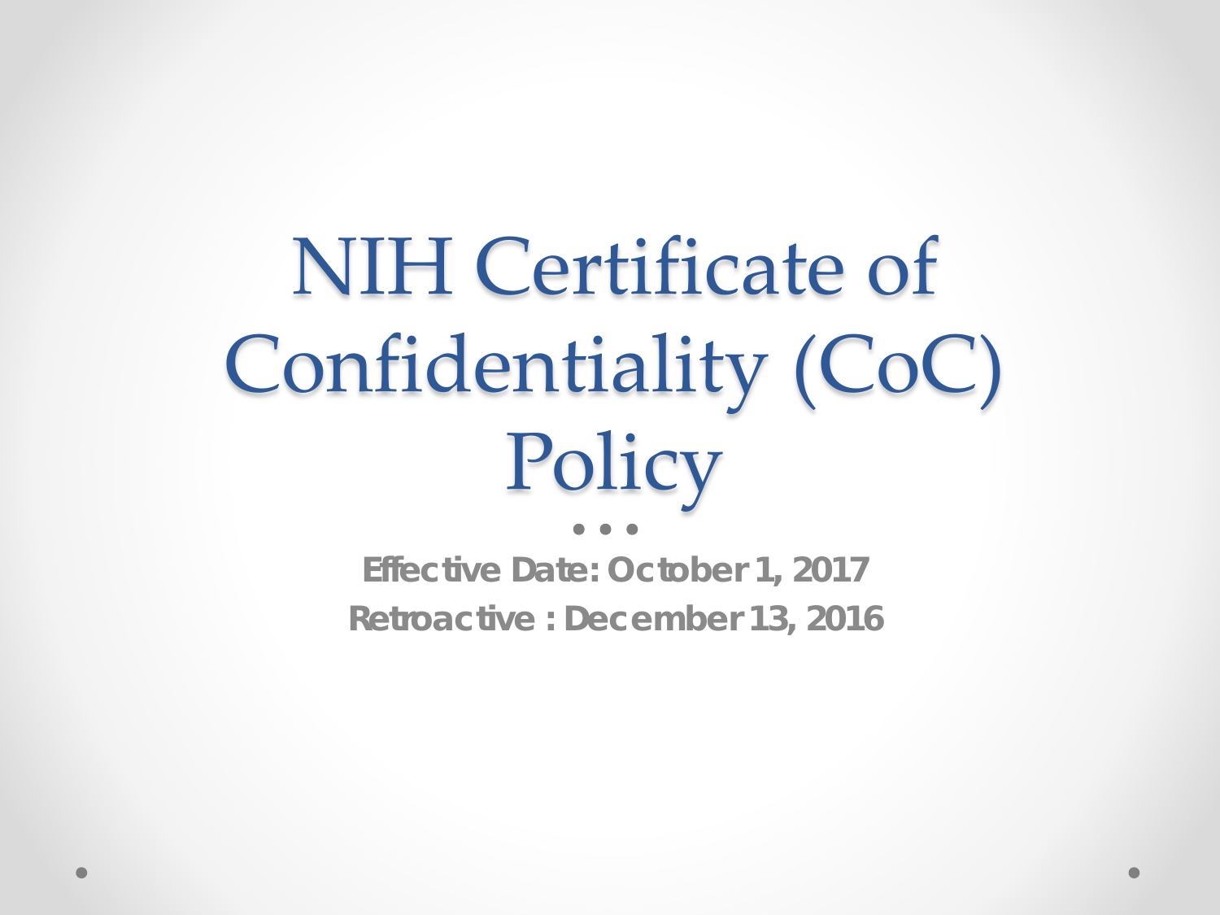# NIH Certificate of Confidentiality (CoC) Policy

**Effective Date: October 1, 2017**

**Retroactive : December 13, 2016**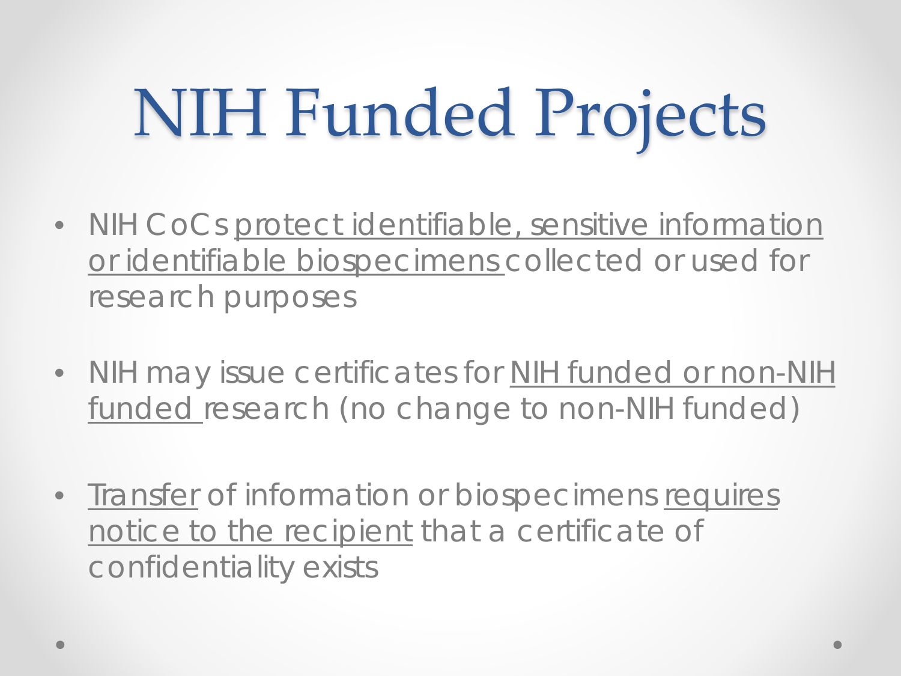# NIH Funded Projects

- NIH CoCs <u>protect identifiable, sensitive information or identifiable biospecimens</u> collected or used for research purposes
- NIH may issue certificates for <u>NIH funded or non-NIH funded</u> research (no change to non-NIH funded)
- <u>Transfer</u> of information or biospecimens <u>requires notice to the recipient</u> that a certificate of confidentiality exists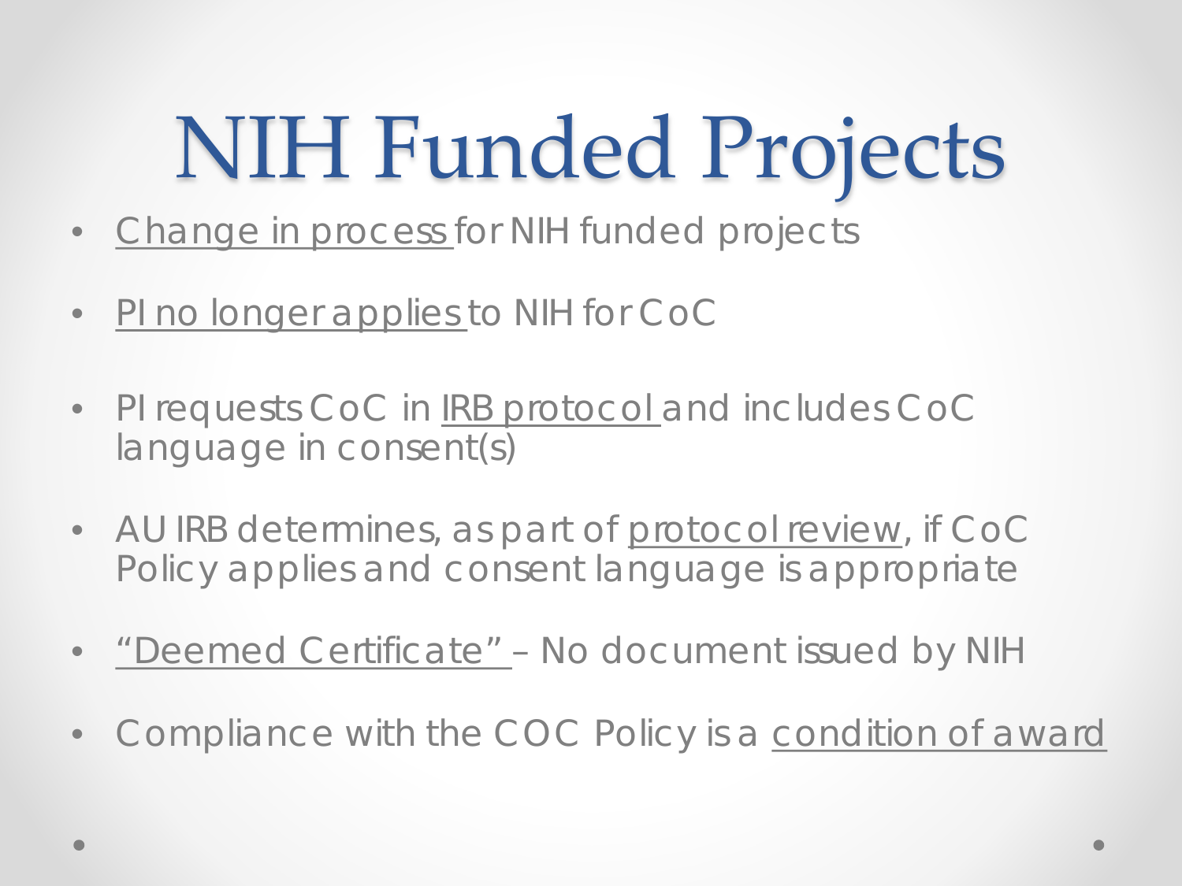# NIH Funded Projects

- Change in process for NIH funded projects
- PI no longer applies to NIH for CoC
- PI requests CoC in IRB protocol and includes CoC language in consent(s)
- AU IRB determines, as part of protocol review, if CoC Policy applies and consent language is appropriate
- "Deemed Certificate" – No document issued by NIH
- Compliance with the COC Policy is a condition of award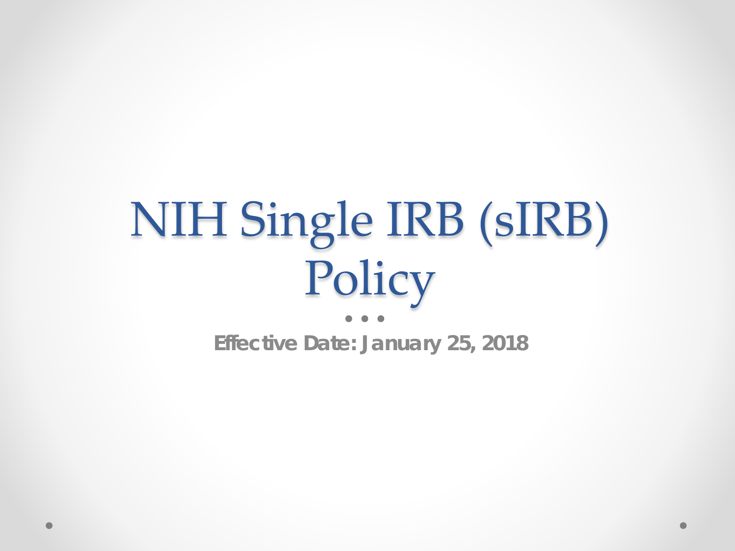# NIH Single IRB (sIRB) Policy

**Effective Date: January 25, 2018**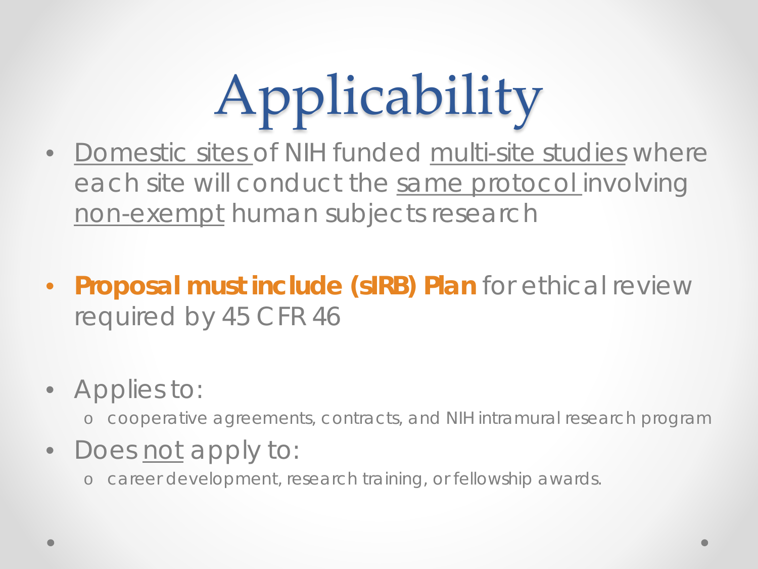# Applicability

- Domestic sites of NIH funded multi-site studies where each site will conduct the same protocol involving non-exempt human subjects research

- **Proposal must include (sIRB) Plan** for ethical review required by 45 CFR 46

- Applies to:
  - cooperative agreements, contracts, and NIH intramural research program
- Does not apply to:
  - career development, research training, or fellowship awards.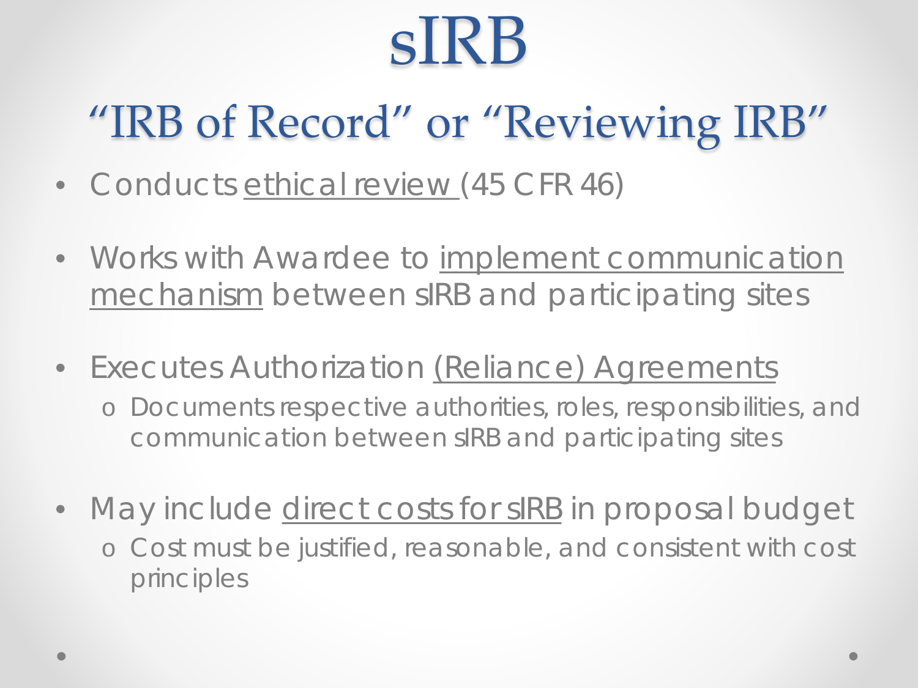# sIRB

## "IRB of Record" or "Reviewing IRB"

- Conducts ethical review (45 CFR 46)
- Works with Awardee to implement communication mechanism between sIRB and participating sites
- Executes Authorization (Reliance) Agreements
  - Documents respective authorities, roles, responsibilities, and communication between sIRB and participating sites
- May include direct costs for sIRB in proposal budget
  - Cost must be justified, reasonable, and consistent with cost principles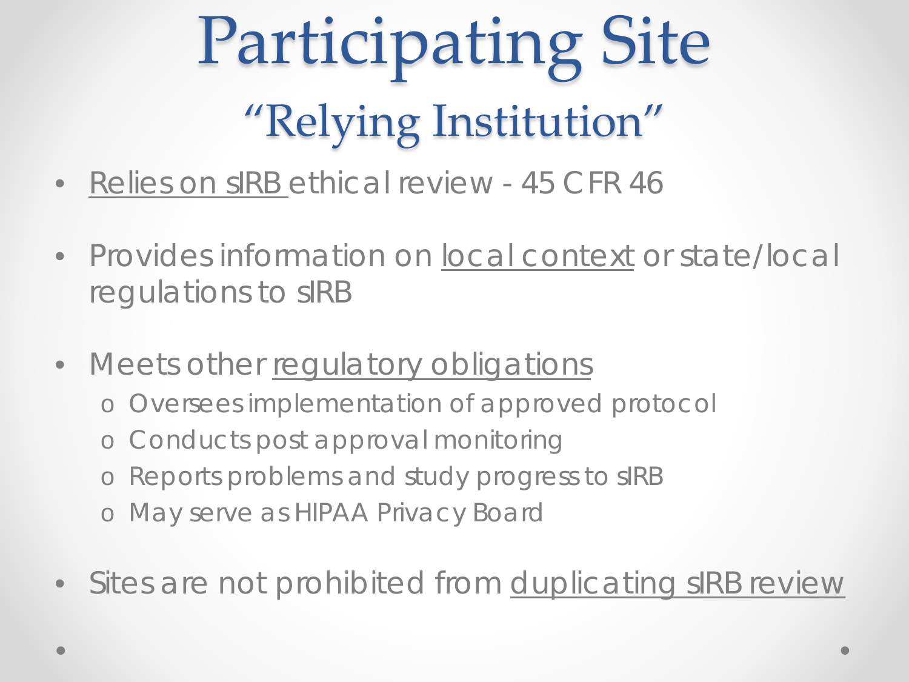# Participating Site

## "Relying Institution"

- Relies on sIRB ethical review - 45 CFR 46
- Provides information on local context or state/local regulations to sIRB
- Meets other regulatory obligations
  - Oversees implementation of approved protocol
  - Conducts post approval monitoring
  - Reports problems and study progress to sIRB
  - May serve as HIPAA Privacy Board
- Sites are not prohibited from duplicating sIRB review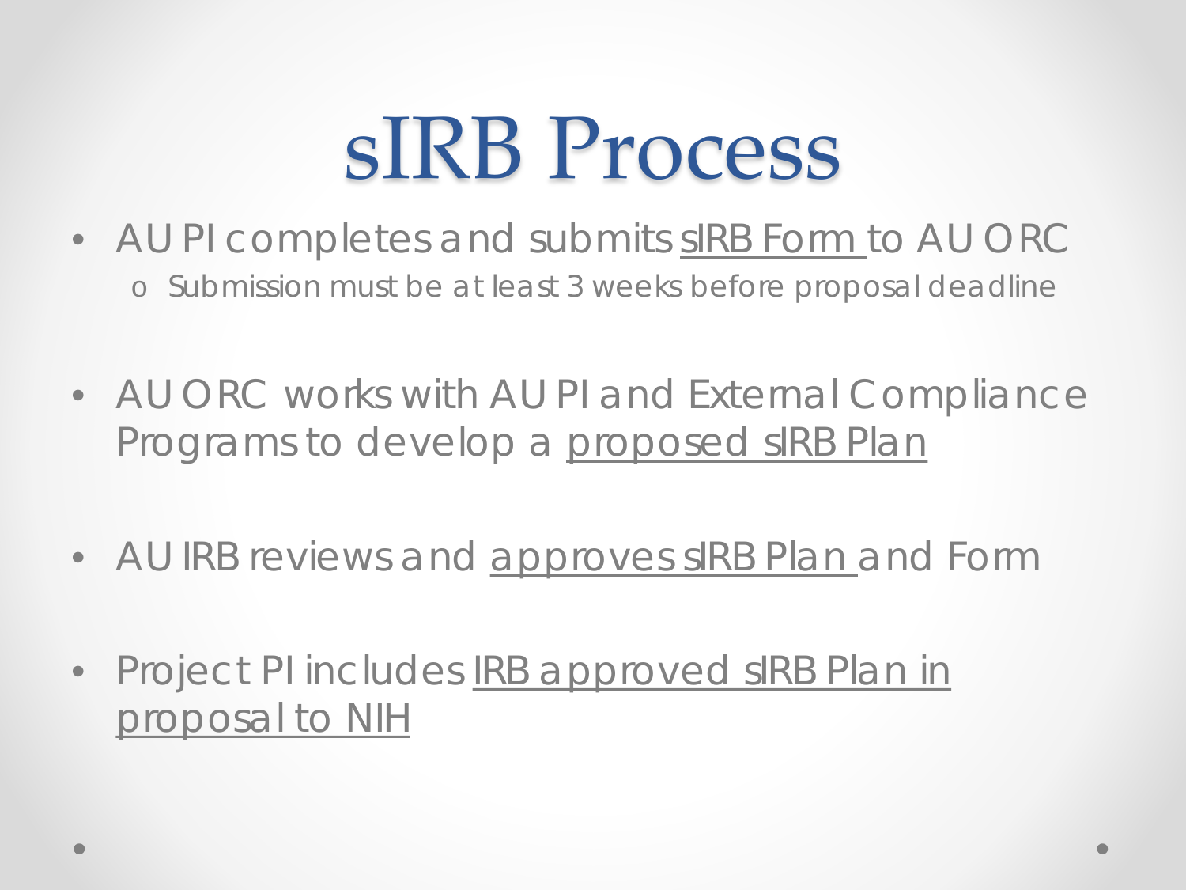# sIRB Process

- AU PI completes and submits sIRB Form to AU ORC
  - Submission must be at least 3 weeks before proposal deadline
- AU ORC works with AU PI and External Compliance Programs to develop a proposed sIRB Plan
- AU IRB reviews and approves sIRB Plan and Form
- Project PI includes IRB approved sIRB Plan in proposal to NIH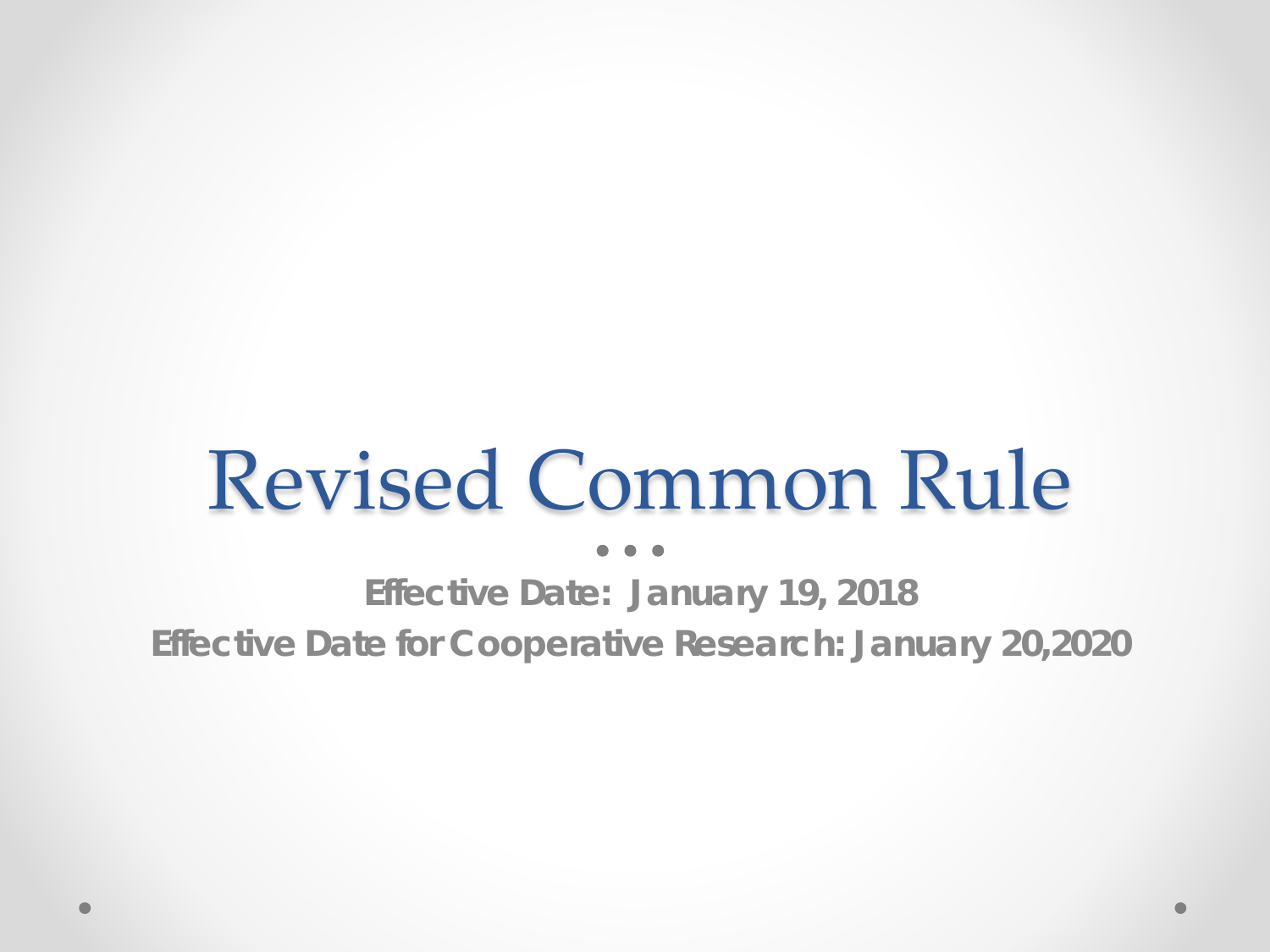# Revised Common Rule

**Effective Date: January 19, 2018**

**Effective Date for Cooperative Research: January 20,2020**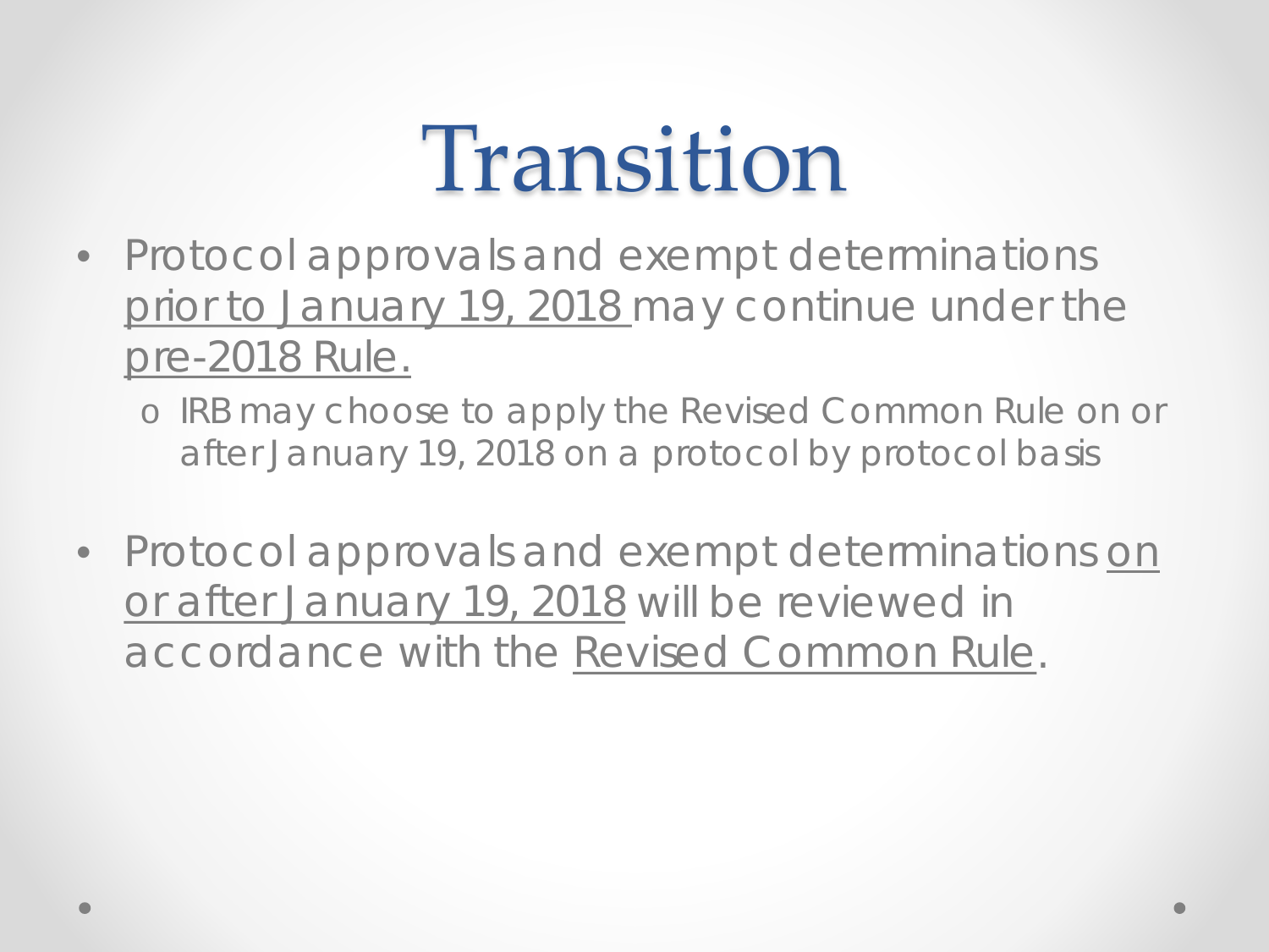# Transition

- Protocol approvals and exempt determinations prior to January 19, 2018 may continue under the pre-2018 Rule.
  - IRB may choose to apply the Revised Common Rule on or after January 19, 2018 on a protocol by protocol basis
- Protocol approvals and exempt determinations on or after January 19, 2018 will be reviewed in accordance with the Revised Common Rule.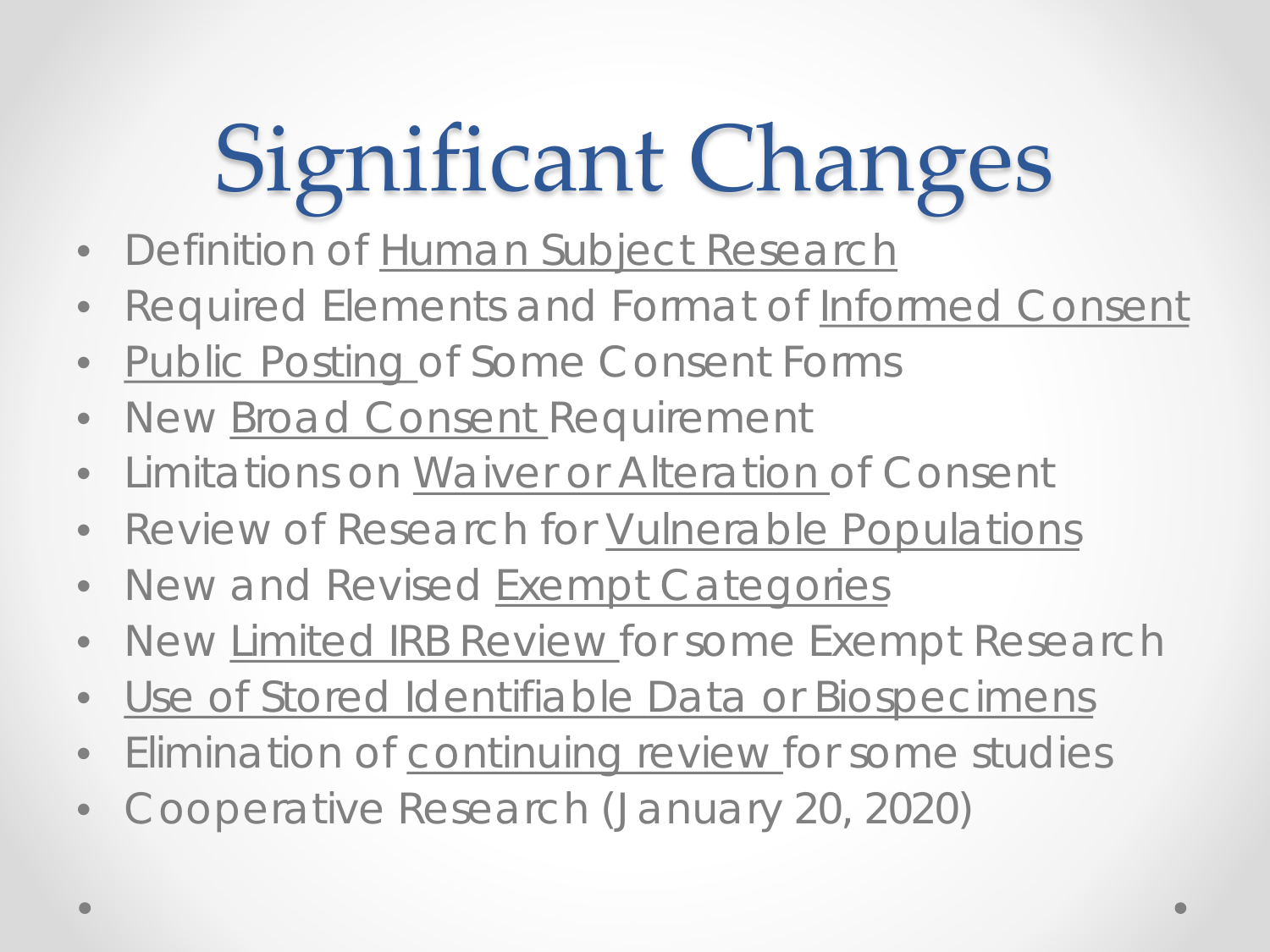# Significant Changes

- Definition of Human Subject Research
- Required Elements and Format of Informed Consent
- Public Posting of Some Consent Forms
- New Broad Consent Requirement
- Limitations on Waiver or Alteration of Consent
- Review of Research for Vulnerable Populations
- New and Revised Exempt Categories
- New Limited IRB Review for some Exempt Research
- Use of Stored Identifiable Data or Biospecimens
- Elimination of continuing review for some studies
- Cooperative Research (January 20, 2020)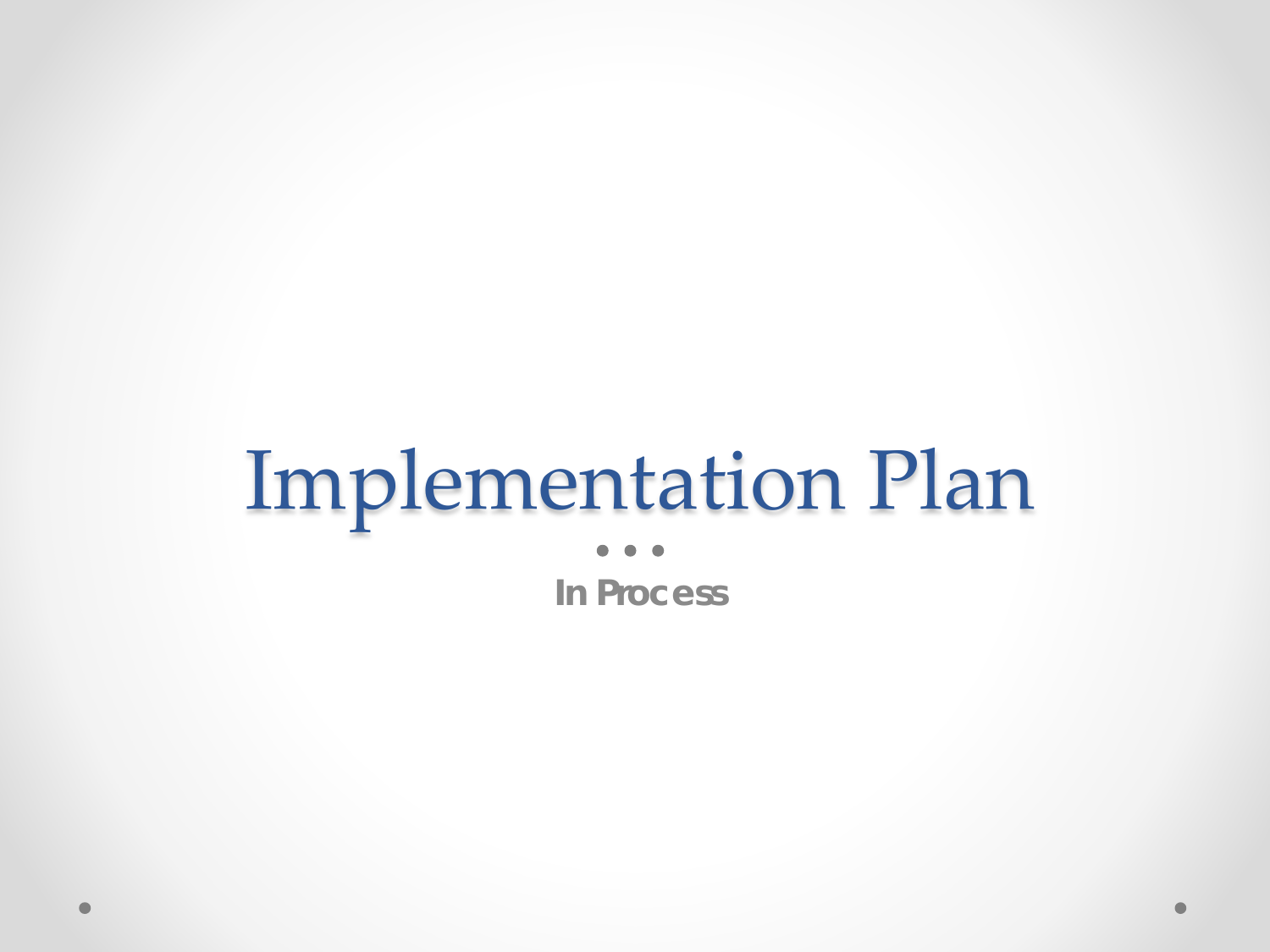# Implementation Plan

**In Process**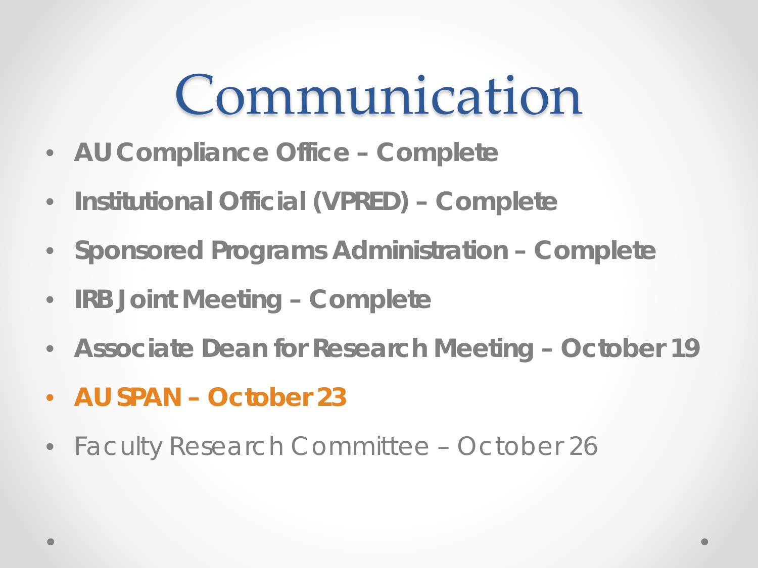# Communication

- **AU Compliance Office – Complete**
- **Institutional Official (VPRED) – Complete**
- **Sponsored Programs Administration – Complete**
- **IRB Joint Meeting – Complete**
- **Associate Dean for Research Meeting – October 19**
- **AU SPAN – October 23**
- Faculty Research Committee – October 26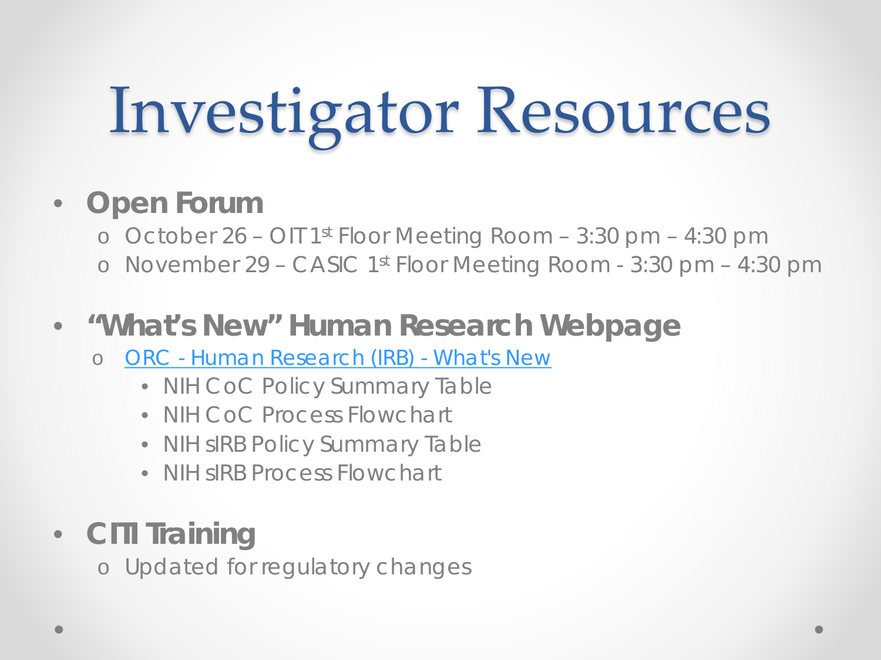# Investigator Resources

- **Open Forum**
  - October 26 – OIT 1st Floor Meeting Room – 3:30 pm – 4:30 pm
  - November 29 – CASIC 1st Floor Meeting Room - 3:30 pm – 4:30 pm

- **"What's New" Human Research Webpage**
  - ORC - Human Research (IRB) - What's New
    - NIH CoC Policy Summary Table
    - NIH CoC Process Flowchart
    - NIH sIRB Policy Summary Table
    - NIH sIRB Process Flowchart

- **CITI Training**
  - Updated for regulatory changes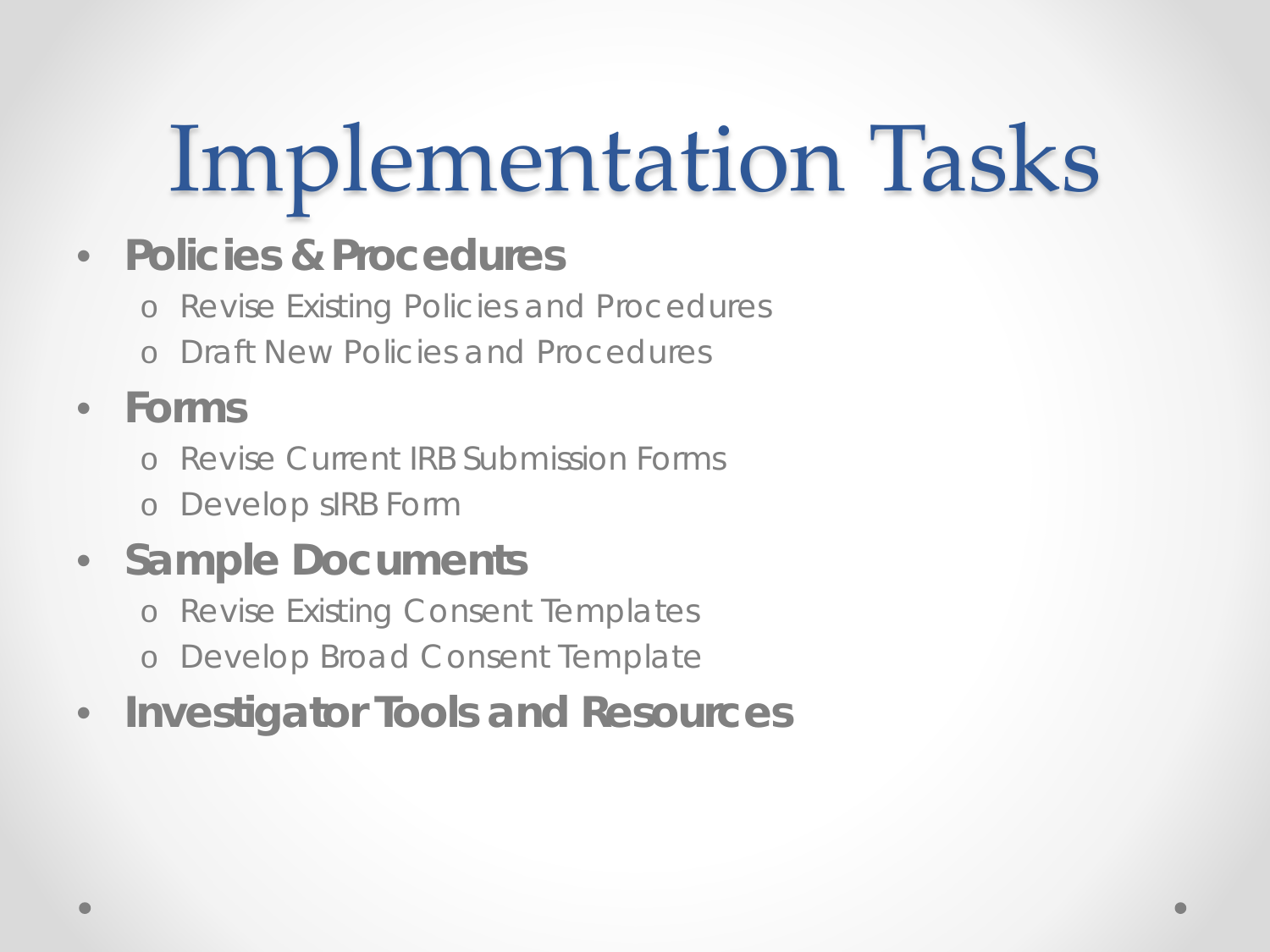# Implementation Tasks

- **Policies & Procedures**
  - Revise Existing Policies and Procedures
  - Draft New Policies and Procedures
- **Forms**
  - Revise Current IRB Submission Forms
  - Develop sIRB Form
- **Sample Documents**
  - Revise Existing Consent Templates
  - Develop Broad Consent Template
- **Investigator Tools and Resources**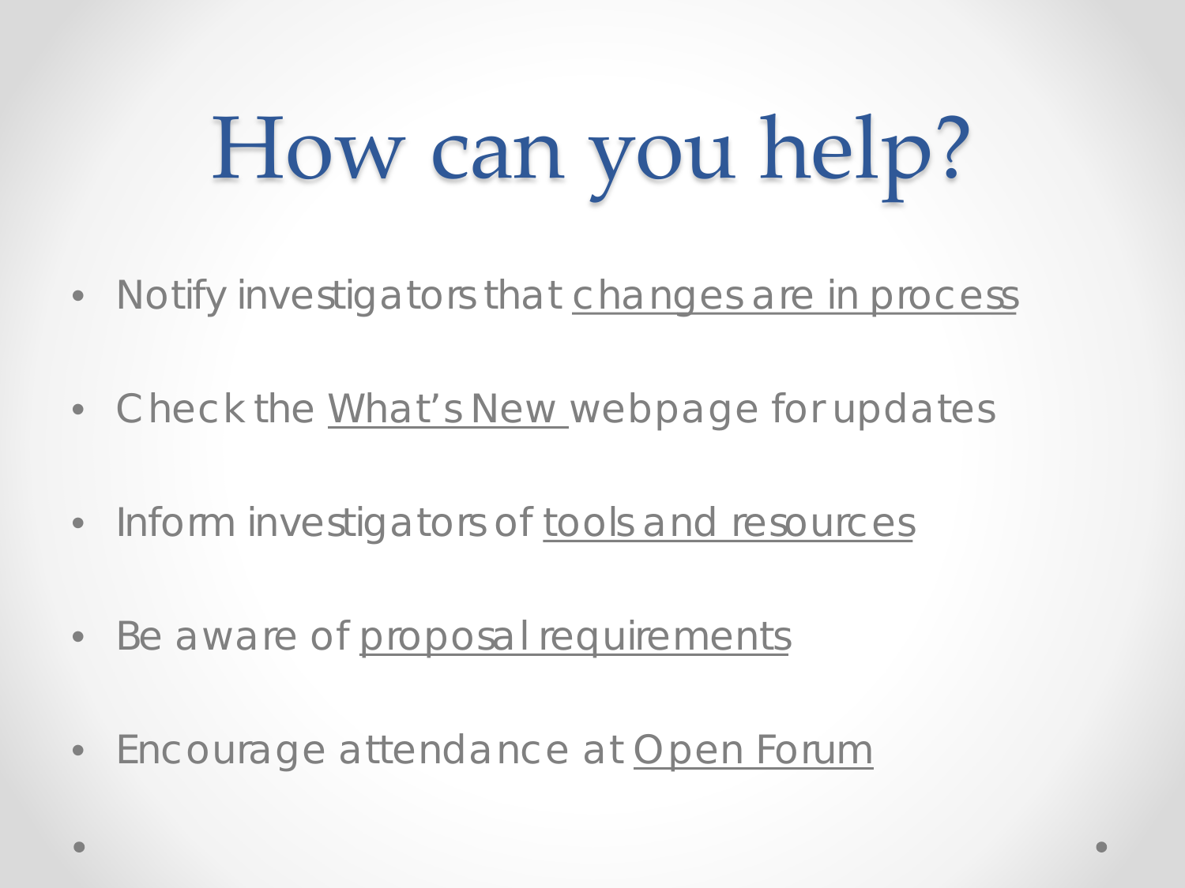# How can you help?

- Notify investigators that changes are in process
- Check the What's New webpage for updates
- Inform investigators of tools and resources
- Be aware of proposal requirements
- Encourage attendance at Open Forum